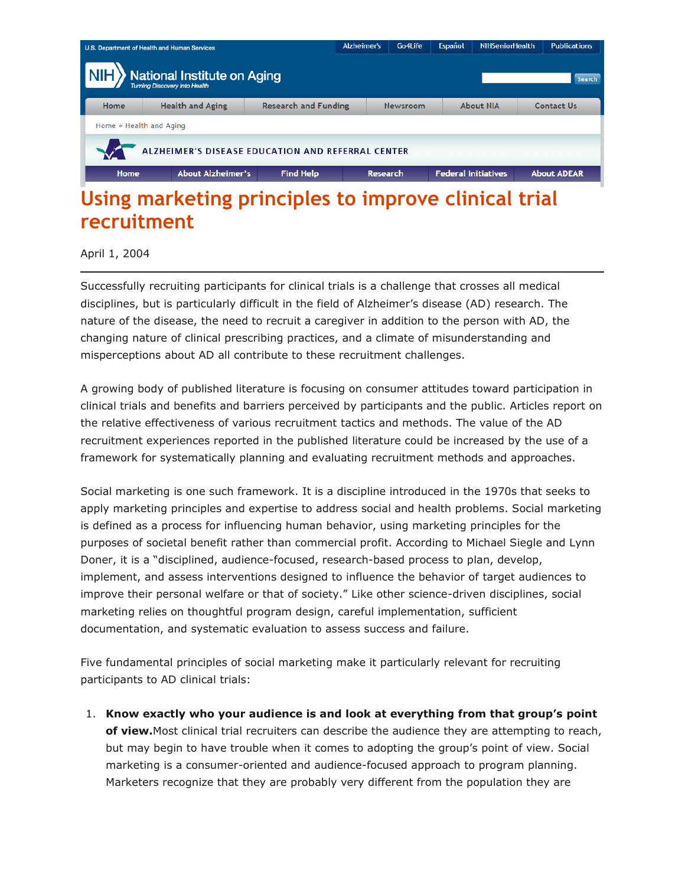# Using marketing principles to improve clinical trial recruitment

April 1, 2004

---

Successfully recruiting participants for clinical trials is a challenge that crosses all medical disciplines, but is particularly difficult in the field of Alzheimer's disease (AD) research. The nature of the disease, the need to recruit a caregiver in addition to the person with AD, the changing nature of clinical prescribing practices, and a climate of misunderstanding and misperceptions about AD all contribute to these recruitment challenges.

A growing body of published literature is focusing on consumer attitudes toward participation in clinical trials and benefits and barriers perceived by participants and the public. Articles report on the relative effectiveness of various recruitment tactics and methods. The value of the AD recruitment experiences reported in the published literature could be increased by the use of a framework for systematically planning and evaluating recruitment methods and approaches.

Social marketing is one such framework. It is a discipline introduced in the 1970s that seeks to apply marketing principles and expertise to address social and health problems. Social marketing is defined as a process for influencing human behavior, using marketing principles for the purposes of societal benefit rather than commercial profit. According to Michael Siegle and Lynn Doner, it is a "disciplined, audience-focused, research-based process to plan, develop, implement, and assess interventions designed to influence the behavior of target audiences to improve their personal welfare or that of society." Like other science-driven disciplines, social marketing relies on thoughtful program design, careful implementation, sufficient documentation, and systematic evaluation to assess success and failure.

Five fundamental principles of social marketing make it particularly relevant for recruiting participants to AD clinical trials:

1. **Know exactly who your audience is and look at everything from that group's point of view.** Most clinical trial recruiters can describe the audience they are attempting to reach, but may begin to have trouble when it comes to adopting the group's point of view. Social marketing is a consumer-oriented and audience-focused approach to program planning. Marketers recognize that they are probably very different from the population they are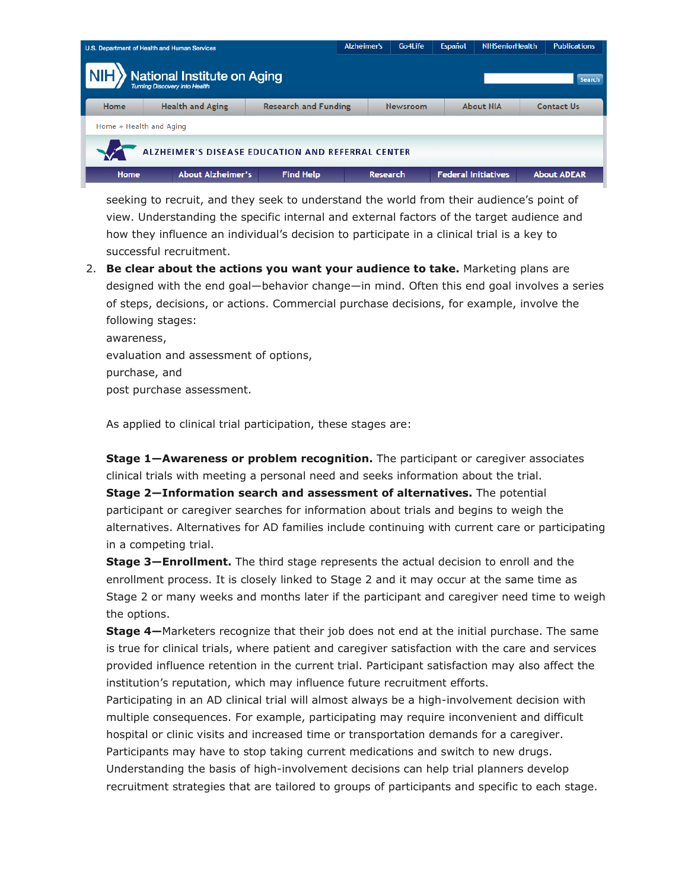seeking to recruit, and they seek to understand the world from their audience's point of view. Understanding the specific internal and external factors of the target audience and how they influence an individual's decision to participate in a clinical trial is a key to successful recruitment.

2. **Be clear about the actions you want your audience to take.** Marketing plans are designed with the end goal—behavior change—in mind. Often this end goal involves a series of steps, decisions, or actions. Commercial purchase decisions, for example, involve the following stages:

   awareness,
   evaluation and assessment of options,
   purchase, and
   post purchase assessment.

   As applied to clinical trial participation, these stages are:

   **Stage 1—Awareness or problem recognition.** The participant or caregiver associates clinical trials with meeting a personal need and seeks information about the trial.
   **Stage 2—Information search and assessment of alternatives.** The potential participant or caregiver searches for information about trials and begins to weigh the alternatives. Alternatives for AD families include continuing with current care or participating in a competing trial.
   **Stage 3—Enrollment.** The third stage represents the actual decision to enroll and the enrollment process. It is closely linked to Stage 2 and it may occur at the same time as Stage 2 or many weeks and months later if the participant and caregiver need time to weigh the options.
   **Stage 4—**Marketers recognize that their job does not end at the initial purchase. The same is true for clinical trials, where patient and caregiver satisfaction with the care and services provided influence retention in the current trial. Participant satisfaction may also affect the institution's reputation, which may influence future recruitment efforts.
   Participating in an AD clinical trial will almost always be a high-involvement decision with multiple consequences. For example, participating may require inconvenient and difficult hospital or clinic visits and increased time or transportation demands for a caregiver. Participants may have to stop taking current medications and switch to new drugs. Understanding the basis of high-involvement decisions can help trial planners develop recruitment strategies that are tailored to groups of participants and specific to each stage.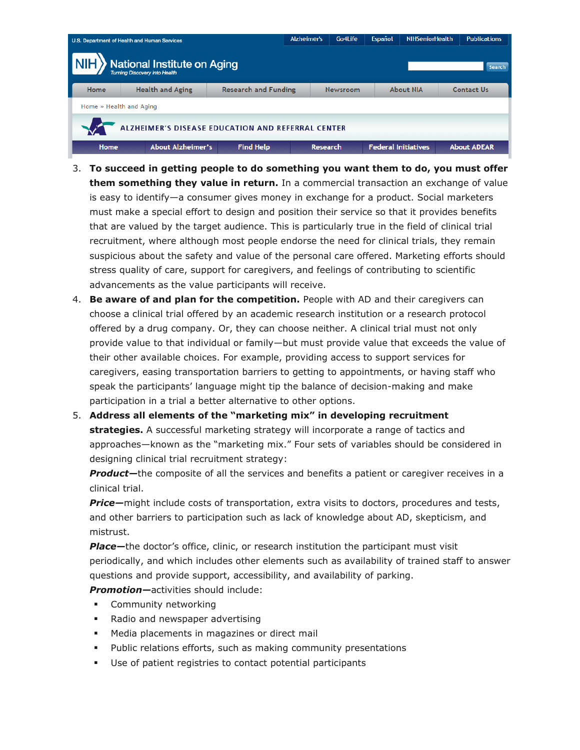3. **To succeed in getting people to do something you want them to do, you must offer them something they value in return.** In a commercial transaction an exchange of value is easy to identify—a consumer gives money in exchange for a product. Social marketers must make a special effort to design and position their service so that it provides benefits that are valued by the target audience. This is particularly true in the field of clinical trial recruitment, where although most people endorse the need for clinical trials, they remain suspicious about the safety and value of the personal care offered. Marketing efforts should stress quality of care, support for caregivers, and feelings of contributing to scientific advancements as the value participants will receive.
4. **Be aware of and plan for the competition.** People with AD and their caregivers can choose a clinical trial offered by an academic research institution or a research protocol offered by a drug company. Or, they can choose neither. A clinical trial must not only provide value to that individual or family—but must provide value that exceeds the value of their other available choices. For example, providing access to support services for caregivers, easing transportation barriers to getting to appointments, or having staff who speak the participants' language might tip the balance of decision-making and make participation in a trial a better alternative to other options.
5. **Address all elements of the "marketing mix" in developing recruitment strategies.** A successful marketing strategy will incorporate a range of tactics and approaches—known as the "marketing mix." Four sets of variables should be considered in designing clinical trial recruitment strategy:

   ***Product—***the composite of all the services and benefits a patient or caregiver receives in a clinical trial.

   ***Price—***might include costs of transportation, extra visits to doctors, procedures and tests, and other barriers to participation such as lack of knowledge about AD, skepticism, and mistrust.

   ***Place—***the doctor's office, clinic, or research institution the participant must visit periodically, and which includes other elements such as availability of trained staff to answer questions and provide support, accessibility, and availability of parking.

   ***Promotion—***activities should include:

   - Community networking
   - Radio and newspaper advertising
   - Media placements in magazines or direct mail
   - Public relations efforts, such as making community presentations
   - Use of patient registries to contact potential participants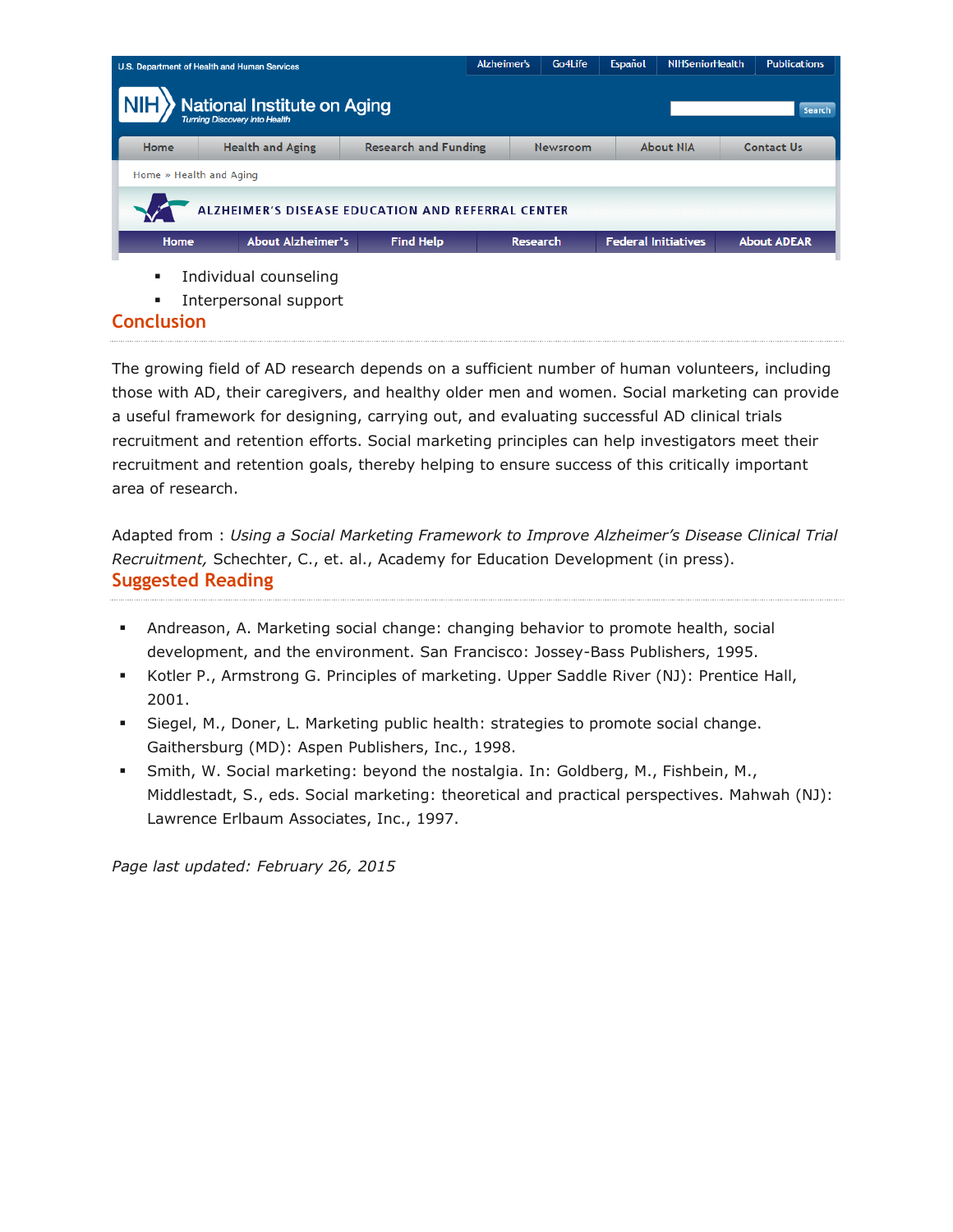- Individual counseling
- Interpersonal support

## Conclusion

The growing field of AD research depends on a sufficient number of human volunteers, including those with AD, their caregivers, and healthy older men and women. Social marketing can provide a useful framework for designing, carrying out, and evaluating successful AD clinical trials recruitment and retention efforts. Social marketing principles can help investigators meet their recruitment and retention goals, thereby helping to ensure success of this critically important area of research.

Adapted from : *Using a Social Marketing Framework to Improve Alzheimer's Disease Clinical Trial Recruitment,* Schechter, C., et. al., Academy for Education Development (in press).

## Suggested Reading

- Andreason, A. Marketing social change: changing behavior to promote health, social development, and the environment. San Francisco: Jossey-Bass Publishers, 1995.
- Kotler P., Armstrong G. Principles of marketing. Upper Saddle River (NJ): Prentice Hall, 2001.
- Siegel, M., Doner, L. Marketing public health: strategies to promote social change. Gaithersburg (MD): Aspen Publishers, Inc., 1998.
- Smith, W. Social marketing: beyond the nostalgia. In: Goldberg, M., Fishbein, M., Middlestadt, S., eds. Social marketing: theoretical and practical perspectives. Mahwah (NJ): Lawrence Erlbaum Associates, Inc., 1997.

*Page last updated: February 26, 2015*